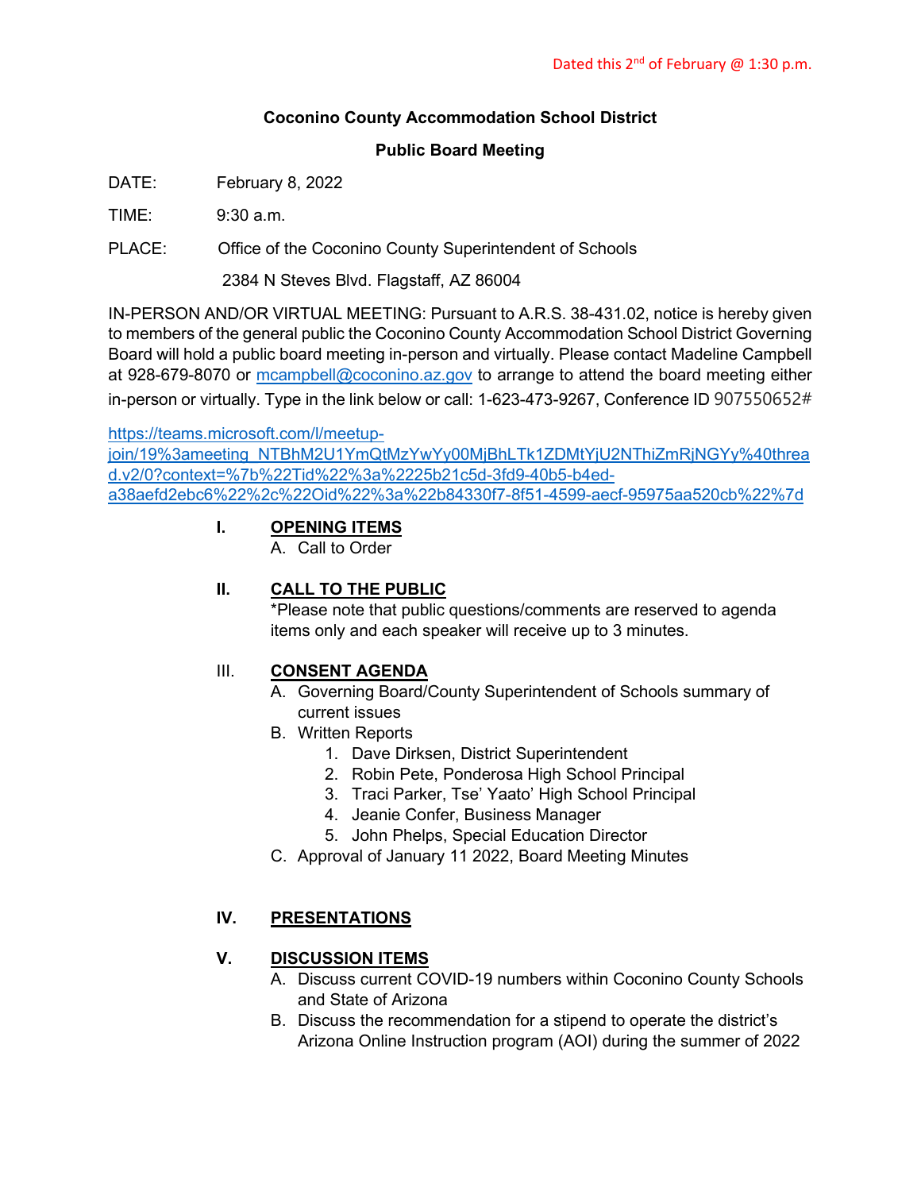Dated this 2nd of February @ 1:30 p.m.

**Coconino County Accommodation School District**

**Public Board Meeting**

DATE: February 8, 2022

TIME: 9:30 a.m.

PLACE: Office of the Coconino County Superintendent of Schools

2384 N Steves Blvd. Flagstaff, AZ 86004

IN-PERSON AND/OR VIRTUAL MEETING: Pursuant to A.R.S. 38-431.02, notice is hereby given to members of the general public the Coconino County Accommodation School District Governing Board will hold a public board meeting in-person and virtually. Please contact Madeline Campbell at 928-679-8070 or mcampbell@coconino.az.gov to arrange to attend the board meeting either in-person or virtually. Type in the link below or call: 1-623-473-9267, Conference ID 907550652#

https://teams.microsoft.com/l/meetup-join/19%3ameeting_NTBhM2U1YmQtMzYwYy00MjBhLTk1ZDMtYjU2NThiZmRjNGYy%40thread.v2/0?context=%7b%22Tid%22%3a%2225b21c5d-3fd9-40b5-b4ed-a38aefd2ebc6%22%2c%22Oid%22%3a%22b84330f7-8f51-4599-aecf-95975aa520cb%22%7d

**I. OPENING ITEMS**

A. Call to Order

**II. CALL TO THE PUBLIC**

*Please note that public questions/comments are reserved to agenda items only and each speaker will receive up to 3 minutes.

**III. CONSENT AGENDA**

A. Governing Board/County Superintendent of Schools summary of current issues
B. Written Reports
   1. Dave Dirksen, District Superintendent
   2. Robin Pete, Ponderosa High School Principal
   3. Traci Parker, Tse' Yaato' High School Principal
   4. Jeanie Confer, Business Manager
   5. John Phelps, Special Education Director
C. Approval of January 11 2022, Board Meeting Minutes

**IV. PRESENTATIONS**

**V. DISCUSSION ITEMS**

A. Discuss current COVID-19 numbers within Coconino County Schools and State of Arizona
B. Discuss the recommendation for a stipend to operate the district's Arizona Online Instruction program (AOI) during the summer of 2022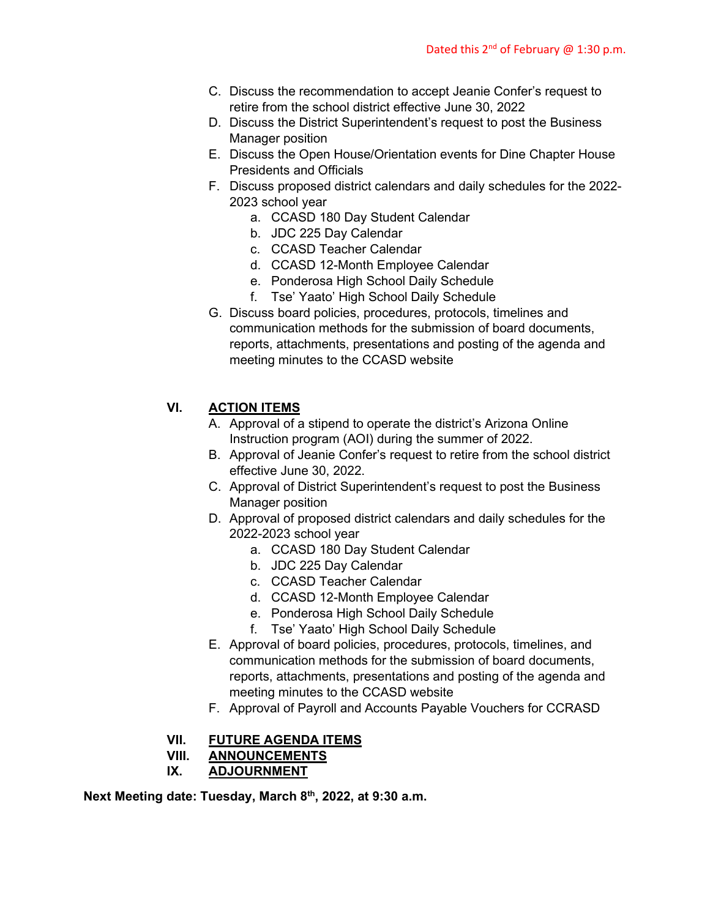Dated this 2nd of February @ 1:30 p.m.

C. Discuss the recommendation to accept Jeanie Confer's request to retire from the school district effective June 30, 2022
D. Discuss the District Superintendent's request to post the Business Manager position
E. Discuss the Open House/Orientation events for Dine Chapter House Presidents and Officials
F. Discuss proposed district calendars and daily schedules for the 2022-2023 school year
    a. CCASD 180 Day Student Calendar
    b. JDC 225 Day Calendar
    c. CCASD Teacher Calendar
    d. CCASD 12-Month Employee Calendar
    e. Ponderosa High School Daily Schedule
    f. Tse' Yaato' High School Daily Schedule
G. Discuss board policies, procedures, protocols, timelines and communication methods for the submission of board documents, reports, attachments, presentations and posting of the agenda and meeting minutes to the CCASD website

## VI. ACTION ITEMS

A. Approval of a stipend to operate the district's Arizona Online Instruction program (AOI) during the summer of 2022.
B. Approval of Jeanie Confer's request to retire from the school district effective June 30, 2022.
C. Approval of District Superintendent's request to post the Business Manager position
D. Approval of proposed district calendars and daily schedules for the 2022-2023 school year
    a. CCASD 180 Day Student Calendar
    b. JDC 225 Day Calendar
    c. CCASD Teacher Calendar
    d. CCASD 12-Month Employee Calendar
    e. Ponderosa High School Daily Schedule
    f. Tse' Yaato' High School Daily Schedule
E. Approval of board policies, procedures, protocols, timelines, and communication methods for the submission of board documents, reports, attachments, presentations and posting of the agenda and meeting minutes to the CCASD website
F. Approval of Payroll and Accounts Payable Vouchers for CCRASD

## VII. FUTURE AGENDA ITEMS

## VIII. ANNOUNCEMENTS

## IX. ADJOURNMENT

**Next Meeting date: Tuesday, March 8th, 2022, at 9:30 a.m.**